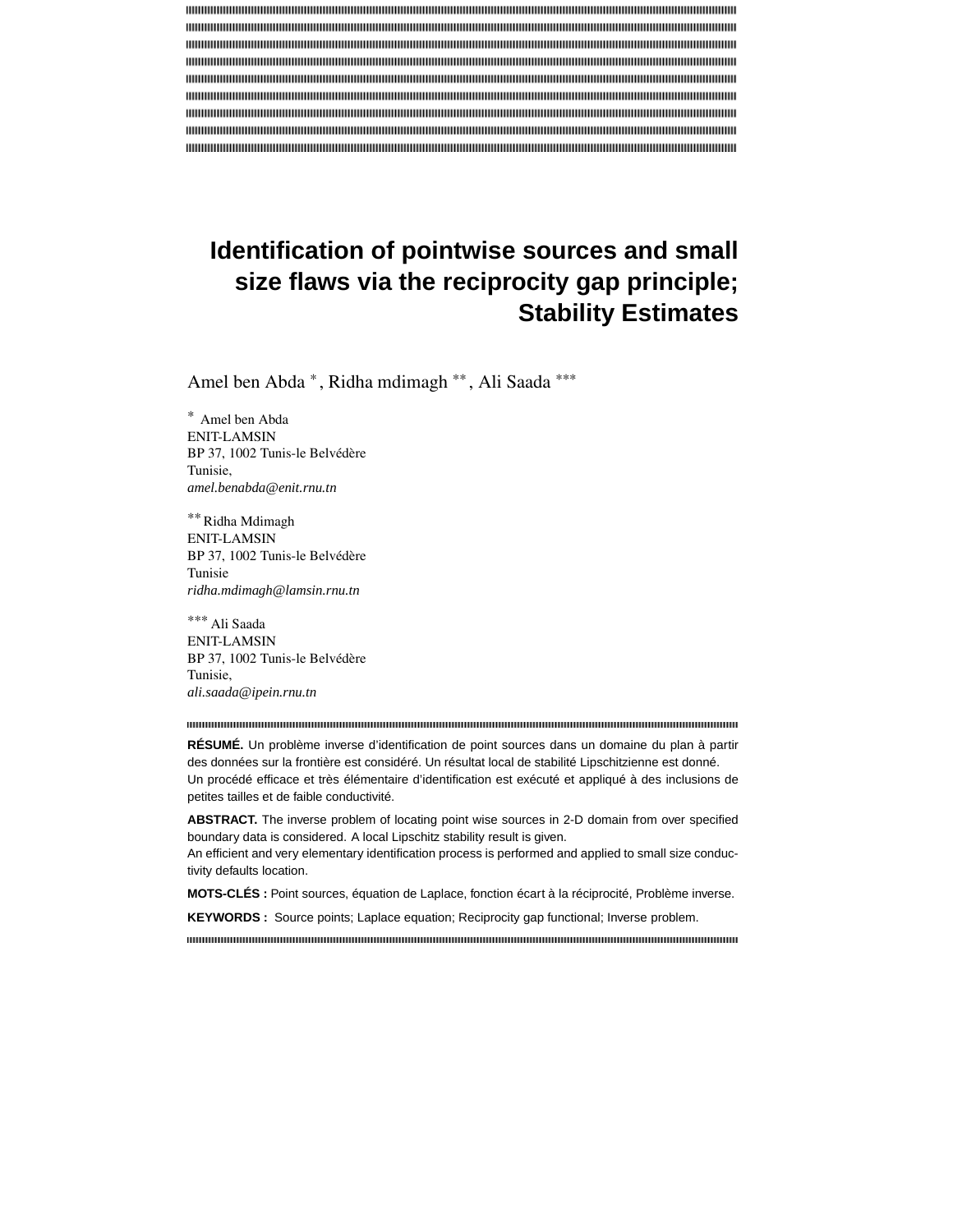# Identification of pointwise sources and small size flaws via the reciprocity gap principle; Stability Estimates

Amel ben Abda *, Ridha mdimagh **, Ali Saada ***

\* Amel ben Abda
ENIT-LAMSIN
BP 37, 1002 Tunis-le Belvédère
Tunisie,
*amel.benabda@enit.rnu.tn*

** Ridha Mdimagh
ENIT-LAMSIN
BP 37, 1002 Tunis-le Belvédère
Tunisie
*ridha.mdimagh@lamsin.rnu.tn*

*** Ali Saada
ENIT-LAMSIN
BP 37, 1002 Tunis-le Belvédère
Tunisie,
*ali.saada@ipein.rnu.tn*

**RÉSUMÉ.** Un problème inverse d'identification de point sources dans un domaine du plan à partir des données sur la frontière est considéré. Un résultat local de stabilité Lipschitzienne est donné.
Un procédé efficace et très élémentaire d'identification est exécuté et appliqué à des inclusions de petites tailles et de faible conductivité.

**ABSTRACT.** The inverse problem of locating point wise sources in 2-D domain from over specified boundary data is considered. A local Lipschitz stability result is given.
An efficient and very elementary identification process is performed and applied to small size conductivity defaults location.

**MOTS-CLÉS :** Point sources, équation de Laplace, fonction écart à la réciprocité, Problème inverse.

**KEYWORDS :** Source points; Laplace equation; Reciprocity gap functional; Inverse problem.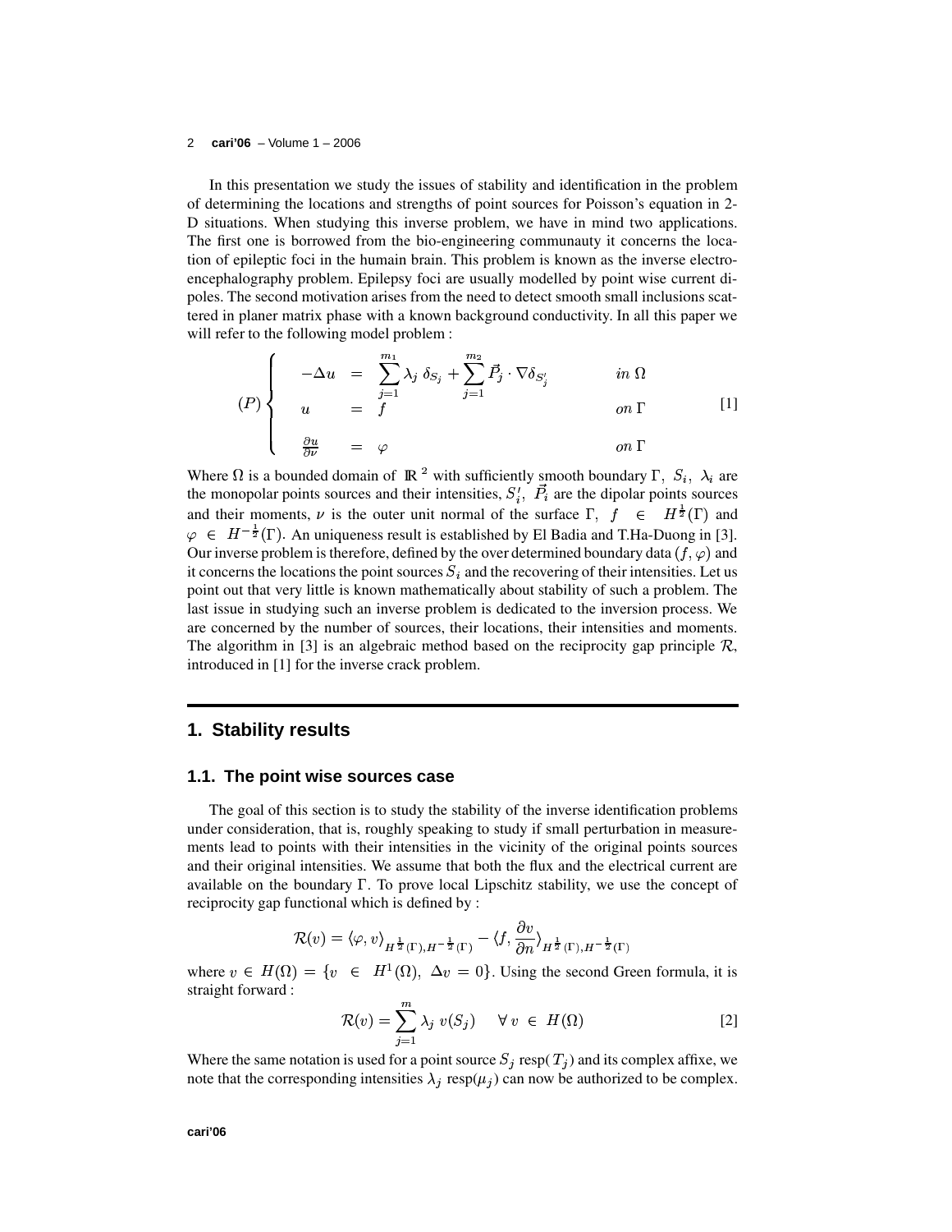In this presentation we study the issues of stability and identification in the problem of determining the locations and strengths of point sources for Poisson's equation in 2-D situations. When studying this inverse problem, we have in mind two applications. The first one is borrowed from the bio-engineering communauty it concerns the location of epileptic foci in the humain brain. This problem is known as the inverse electroencephalography problem. Epilepsy foci are usually modelled by point wise current dipoles. The second motivation arises from the need to detect smooth small inclusions scattered in planer matrix phase with a known background conductivity. In all this paper we will refer to the following model problem :

$$(P) \left\{ \begin{array}{lcll} -\Delta u & = & \displaystyle\sum_{j=1}^{m_1} \lambda_j \, \delta_{S_j} + \sum_{j=1}^{m_2} \vec{P}_j \cdot \nabla \delta_{S'_j} & in \ \Omega \\ u & = & f & on \ \Gamma \\ \frac{\partial u}{\partial \nu} & = & \varphi & on \ \Gamma \end{array} \right. \qquad [1]$$

Where $\Omega$ is a bounded domain of $\mathbb{R}^2$ with sufficiently smooth boundary $\Gamma$, $S_i$, $\lambda_i$ are the monopolar points sources and their intensities, $S'_i$, $\vec{P}_i$ are the dipolar points sources and their moments, $\nu$ is the outer unit normal of the surface $\Gamma$, $f \in H^{\frac{1}{2}}(\Gamma)$ and $\varphi \in H^{-\frac{1}{2}}(\Gamma)$. An uniqueness result is established by El Badia and T.Ha-Duong in [3]. Our inverse problem is therefore, defined by the over determined boundary data $(f, \varphi)$ and it concerns the locations the point sources $S_i$ and the recovering of their intensities. Let us point out that very little is known mathematically about stability of such a problem. The last issue in studying such an inverse problem is dedicated to the inversion process. We are concerned by the number of sources, their locations, their intensities and moments. The algorithm in [3] is an algebraic method based on the reciprocity gap principle $\mathcal{R}$, introduced in [1] for the inverse crack problem.

## 1. Stability results

### 1.1. The point wise sources case

The goal of this section is to study the stability of the inverse identification problems under consideration, that is, roughly speaking to study if small perturbation in measurements lead to points with their intensities in the vicinity of the original points sources and their original intensities. We assume that both the flux and the electrical current are available on the boundary $\Gamma$. To prove local Lipschitz stability, we use the concept of reciprocity gap functional which is defined by :

$$\mathcal{R}(v) = \langle \varphi, v \rangle_{H^{\frac{1}{2}}(\Gamma), H^{-\frac{1}{2}}(\Gamma)} - \langle f, \frac{\partial v}{\partial n} \rangle_{H^{\frac{1}{2}}(\Gamma), H^{-\frac{1}{2}}(\Gamma)}$$

where $v \in H(\Omega) = \{v \in H^1(\Omega), \ \Delta v = 0\}$. Using the second Green formula, it is straight forward :

$$\mathcal{R}(v) = \sum_{j=1}^{m} \lambda_j \ v(S_j) \quad \forall \, v \in H(\Omega) \qquad [2]$$

Where the same notation is used for a point source $S_j$ resp($T_j$) and its complex affixe, we note that the corresponding intensities $\lambda_j$ resp($\mu_j$) can now be authorized to be complex.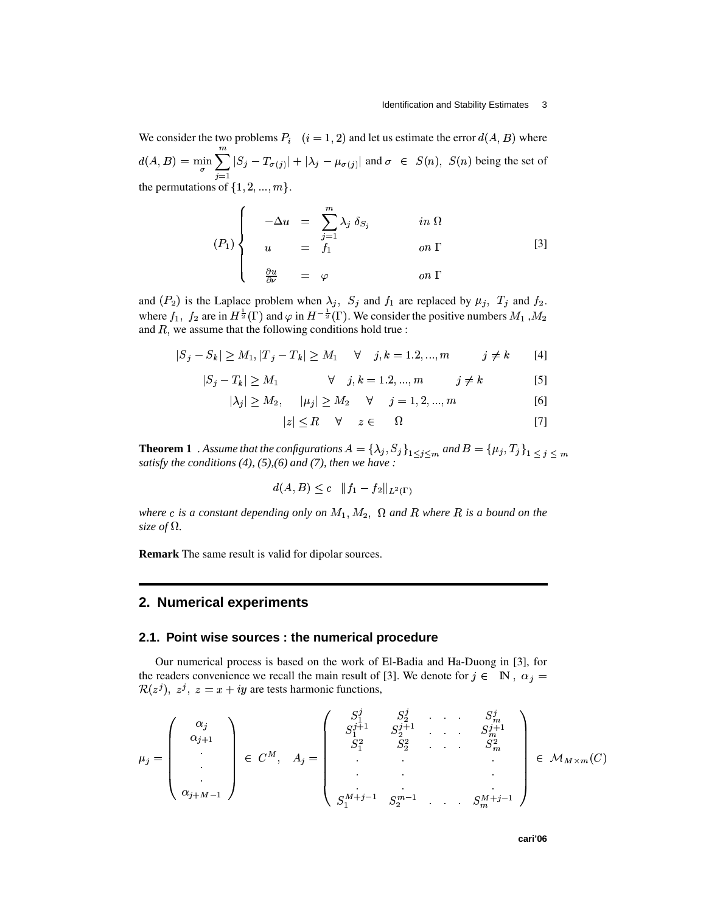We consider the two problems $P_i \quad (i = 1, 2)$ and let us estimate the error $d(A, B)$ where $d(A, B) = \min_{\sigma} \sum_{j=1}^{m} |S_j - T_{\sigma(j)}| + |\lambda_j - \mu_{\sigma(j)}|$ and $\sigma \in S(n)$, $S(n)$ being the set of the permutations of $\{1, 2, ..., m\}$.

$$
(P_1) \left\{ \begin{array}{lcll} -\Delta u & = & \sum_{j=1}^{m} \lambda_j \, \delta_{S_j} & in \ \Omega \\ u & = & f_1 & on \ \Gamma \\ \frac{\partial u}{\partial \nu} & = & \varphi & on \ \Gamma \end{array} \right. \qquad [3]
$$

and $(P_2)$ is the Laplace problem when $\lambda_j$, $S_j$ and $f_1$ are replaced by $\mu_j$, $T_j$ and $f_2$. where $f_1$, $f_2$ are in $H^{\frac{1}{2}}(\Gamma)$ and $\varphi$ in $H^{-\frac{1}{2}}(\Gamma)$. We consider the positive numbers $M_1$ ,$M_2$ and $R$, we assume that the following conditions hold true :

$$
|S_j - S_k| \geq M_1, |T_j - T_k| \geq M_1 \quad \forall \quad j, k = 1.2, ..., m \qquad j \neq k \qquad [4]
$$

$$
|S_j - T_k| \geq M_1 \qquad \forall \quad j, k = 1.2, ..., m \qquad j \neq k \qquad [5]
$$

$$
|\lambda_j| \geq M_2, \quad |\mu_j| \geq M_2 \quad \forall \quad j = 1, 2, ..., m \qquad [6]
$$

$$
|z| \leq R \quad \forall \quad z \in \quad \Omega \qquad [7]
$$

**Theorem 1** . *Assume that the configurations $A = \{\lambda_j, S_j\}_{1 \leq j \leq m}$ and $B = \{\mu_j, T_j\}_{1 \leq j \leq m}$ satisfy the conditions (4), (5),(6) and (7), then we have :*

$$
d(A, B) \leq c \quad \|f_1 - f_2\|_{L^2(\Gamma)}
$$

*where $c$ is a constant depending only on $M_1, M_2$, $\Omega$ and $R$ where $R$ is a bound on the size of $\Omega$.*

**Remark** The same result is valid for dipolar sources.

## 2. Numerical experiments

### 2.1. Point wise sources : the numerical procedure

Our numerical process is based on the work of El-Badia and Ha-Duong in [3], for the readers convenience we recall the main result of [3]. We denote for $j \in \mathbb{N}$, $\alpha_j = \mathcal{R}(z^j)$, $z^j$, $z = x + iy$ are tests harmonic functions,

$$
\mu_j = \begin{pmatrix} \alpha_j \\ \alpha_{j+1} \\ . \\ . \\ . \\ \alpha_{j+M-1} \end{pmatrix} \in C^M, \quad A_j = \begin{pmatrix} S_1^j & S_2^j & . \ . \ . & S_m^j \\ S_1^{j+1} & S_2^{j+1} & . \ . \ . & S_m^{j+1} \\ S_1^2 & S_2^2 & . \ . \ . & S_m^2 \\ . & . & & . \\ . & . & & . \\ . & . & & . \\ S_1^{M+j-1} & S_2^{m-1} & . \ . \ . & S_m^{M+j-1} \end{pmatrix} \in \mathcal{M}_{M \times m}(C)
$$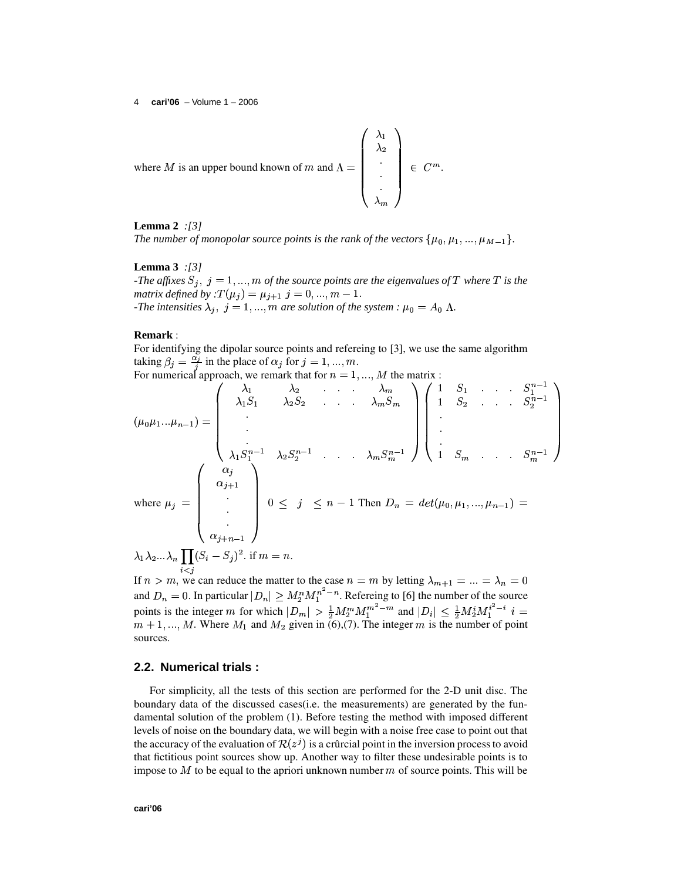where $M$ is an upper bound known of $m$ and $\Lambda = \begin{pmatrix} \lambda_1 \\ \lambda_2 \\ . \\ . \\ . \\ \lambda_m \end{pmatrix} \in C^m$.

**Lemma 2** *:[3]*
*The number of monopolar source points is the rank of the vectors* $\{\mu_0, \mu_1, ..., \mu_{M-1}\}$.

**Lemma 3** *:[3]*
*-The affixes* $S_j,\ j = 1, ..., m$ *of the source points are the eigenvalues of* $T$ *where* $T$ *is the matrix defined by :*$T(\mu_j) = \mu_{j+1}\ j = 0, ..., m-1$.
*-The intensities* $\lambda_j,\ j = 1, ..., m$ *are solution of the system :* $\mu_0 = A_0\ \Lambda$.

**Remark** :
For identifying the dipolar source points and refereing to [3], we use the same algorithm taking $\beta_j = \frac{\alpha_j}{j}$ in the place of $\alpha_j$ for $j = 1, ..., m$.
For numerical approach, we remark that for $n = 1, ..., M$ the matrix :

$$(\mu_0 \mu_1 ... \mu_{n-1}) = \begin{pmatrix} \lambda_1 & \lambda_2 & . & . & . & \lambda_m \\ \lambda_1 S_1 & \lambda_2 S_2 & . & . & . & \lambda_m S_m \\ . & & & & & \\ . & & & & & \\ . & & & & & \\ \lambda_1 S_1^{n-1} & \lambda_2 S_2^{n-1} & . & . & . & \lambda_m S_m^{n-1} \end{pmatrix} \begin{pmatrix} 1 & S_1 & . & . & . & S_1^{n-1} \\ 1 & S_2 & . & . & . & S_2^{n-1} \\ . & & & & & \\ . & & & & & \\ . & & & & & \\ 1 & S_m & . & . & . & S_m^{n-1} \end{pmatrix}$$

where $\mu_j = \begin{pmatrix} \alpha_j \\ \alpha_{j+1} \\ . \\ . \\ . \\ \alpha_{j+n-1} \end{pmatrix}$ $0 \leq j \leq n-1$ Then $D_n = det(\mu_0, \mu_1, ..., \mu_{n-1}) = \lambda_1 \lambda_2 ... \lambda_n \prod_{i<j} (S_i - S_j)^2$. if $m = n$.

If $n > m$, we can reduce the matter to the case $n = m$ by letting $\lambda_{m+1} = ... = \lambda_n = 0$ and $D_n = 0$. In particular $|D_n| \geq M_2^n M_1^{n^2-n}$. Refereing to [6] the number of the source points is the integer $m$ for which $|D_m| > \frac{1}{2} M_2^m M_1^{m^2-m}$ and $|D_i| \leq \frac{1}{2} M_2^i M_1^{i^2-i}$ $i = m+1, ..., M$. Where $M_1$ and $M_2$ given in (6),(7). The integer $m$ is the number of point sources.

## 2.2. Numerical trials :

For simplicity, all the tests of this section are performed for the 2-D unit disc. The boundary data of the discussed cases(i.e. the measurements) are generated by the fundamental solution of the problem (1). Before testing the method with imposed different levels of noise on the boundary data, we will begin with a noise free case to point out that the accuracy of the evaluation of $\mathcal{R}(z^j)$ is a crûrcial point in the inversion process to avoid that fictitious point sources show up. Another way to filter these undesirable points is to impose to $M$ to be equal to the apriori unknown number $m$ of source points. This will be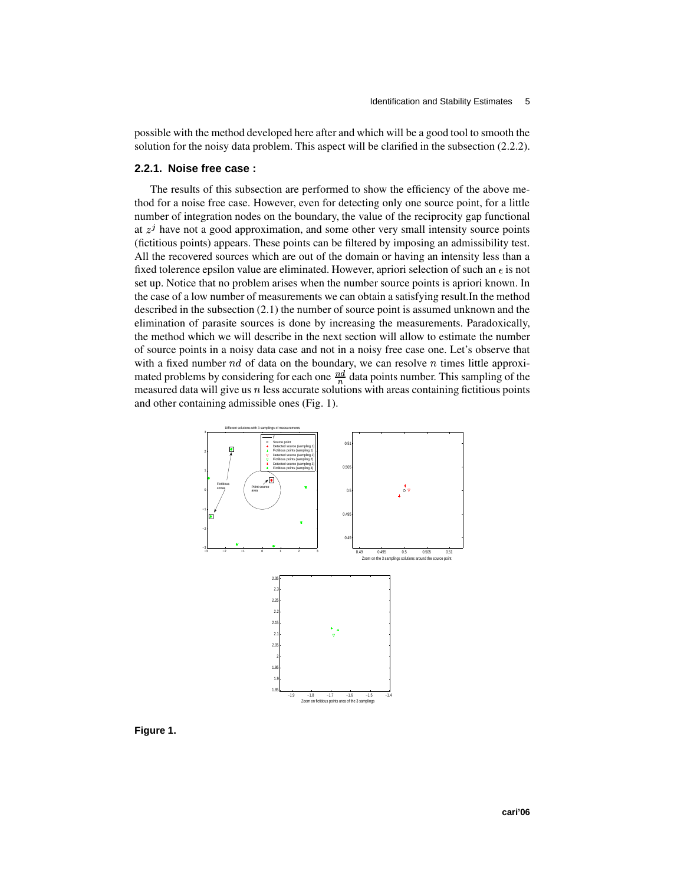possible with the method developed here after and which will be a good tool to smooth the solution for the noisy data problem. This aspect will be clarified in the subsection (2.2.2).

### 2.2.1. Noise free case :

The results of this subsection are performed to show the efficiency of the above method for a noise free case. However, even for detecting only one source point, for a little number of integration nodes on the boundary, the value of the reciprocity gap functional at $z^j$ have not a good approximation, and some other very small intensity source points (fictitious points) appears. These points can be filtered by imposing an admissibility test. All the recovered sources which are out of the domain or having an intensity less than a fixed tolerence epsilon value are eliminated. However, apriori selection of such an $\epsilon$ is not set up. Notice that no problem arises when the number source points is apriori known. In the case of a low number of measurements we can obtain a satisfying result.In the method described in the subsection (2.1) the number of source point is assumed unknown and the elimination of parasite sources is done by increasing the measurements. Paradoxically, the method which we will describe in the next section will allow to estimate the number of source points in a noisy data case and not in a noisy free case one. Let's observe that with a fixed number $nd$ of data on the boundary, we can resolve $n$ times little approximated problems by considering for each one $\frac{nd}{n}$ data points number. This sampling of the measured data will give us $n$ less accurate solutions with areas containing fictitious points and other containing admissible ones (Fig. 1).

**Figure 1.**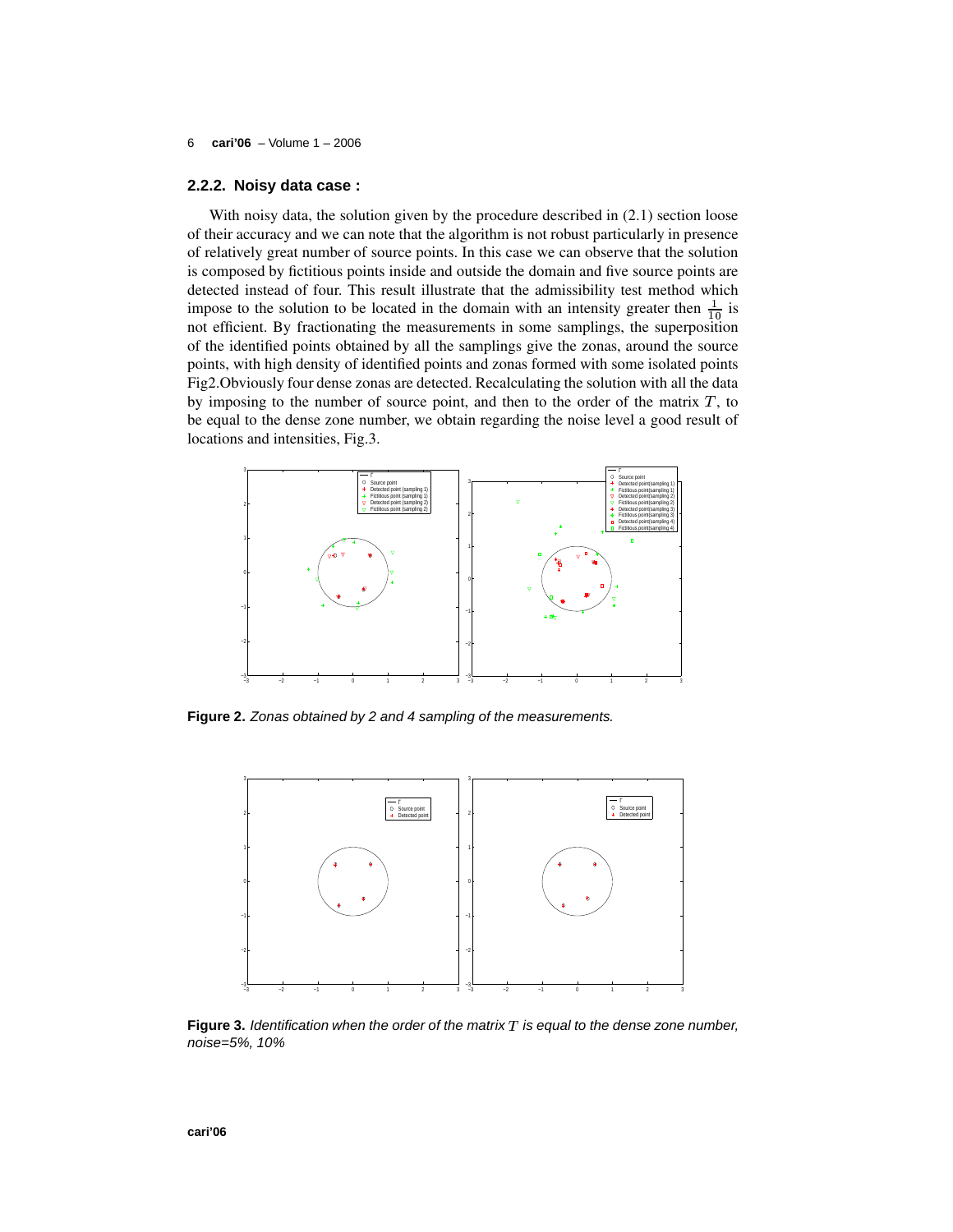### 2.2.2. Noisy data case :

With noisy data, the solution given by the procedure described in (2.1) section loose of their accuracy and we can note that the algorithm is not robust particularly in presence of relatively great number of source points. In this case we can observe that the solution is composed by fictitious points inside and outside the domain and five source points are detected instead of four. This result illustrate that the admissibility test method which impose to the solution to be located in the domain with an intensity greater then $\frac{1}{10}$ is not efficient. By fractionating the measurements in some samplings, the superposition of the identified points obtained by all the samplings give the zones, around the source points, with high density of identified points and zonas formed with some isolated points Fig2.Obviously four dense zonas are detected. Recalculating the solution with all the data by imposing to the number of source point, and then to the order of the matrix $T$, to be equal to the dense zone number, we obtain regarding the noise level a good result of locations and intensities, Fig.3.

**Figure 2.** *Zonas obtained by 2 and 4 sampling of the measurements.*

**Figure 3.** *Identification when the order of the matrix $T$ is equal to the dense zone number, noise=5%, 10%*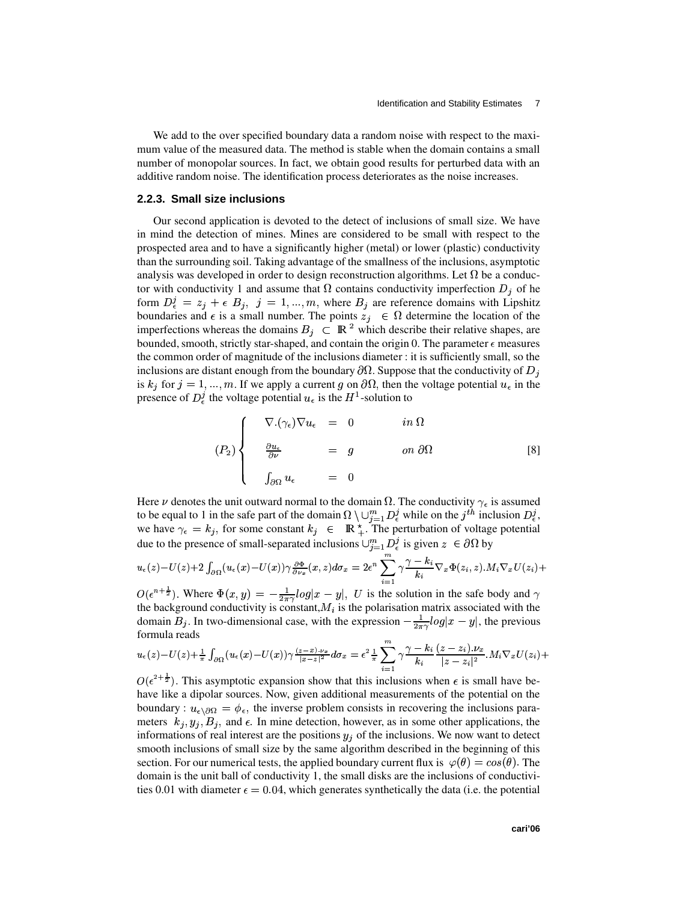We add to the over specified boundary data a random noise with respect to the maximum value of the measured data. The method is stable when the domain contains a small number of monopolar sources. In fact, we obtain good results for perturbed data with an additive random noise. The identification process deteriorates as the noise increases.

### 2.2.3. Small size inclusions

Our second application is devoted to the detect of inclusions of small size. We have in mind the detection of mines. Mines are considered to be small with respect to the prospected area and to have a significantly higher (metal) or lower (plastic) conductivity than the surrounding soil. Taking advantage of the smallness of the inclusions, asymptotic analysis was developed in order to design reconstruction algorithms. Let $\Omega$ be a conductor with conductivity 1 and assume that $\Omega$ contains conductivity imperfection $D_j$ of he form $D_\epsilon^j = z_j + \epsilon\ B_j,\ j = 1, ..., m,$ where $B_j$ are reference domains with Lipshitz boundaries and $\epsilon$ is a small number. The points $z_j \in \Omega$ determine the location of the imperfections whereas the domains $B_j \subset \mathbb{R}^2$ which describe their relative shapes, are bounded, smooth, strictly star-shaped, and contain the origin 0. The parameter $\epsilon$ measures the common order of magnitude of the inclusions diameter : it is sufficiently small, so the inclusions are distant enough from the boundary $\partial\Omega$. Suppose that the conductivity of $D_j$ is $k_j$ for $j = 1, ..., m$. If we apply a current $g$ on $\partial\Omega$, then the voltage potential $u_\epsilon$ in the presence of $D_\epsilon^j$ the voltage potential $u_\epsilon$ is the $H^1$-solution to

$$
(P_2) \left\{
\begin{array}{lcll}
\nabla.(\gamma_\epsilon)\nabla u_\epsilon & = & 0 & in\ \Omega \\
\frac{\partial u_\epsilon}{\partial \nu} & = & g & on\ \partial\Omega \\
\int_{\partial\Omega} u_\epsilon & = & 0 &
\end{array}
\right. \qquad [8]
$$

Here $\nu$ denotes the unit outward normal to the domain $\Omega$. The conductivity $\gamma_\epsilon$ is assumed to be equal to 1 in the safe part of the domain $\Omega \setminus \cup_{j=1}^m D_\epsilon^j$ while on the $j^{th}$ inclusion $D_\epsilon^j$, we have $\gamma_\epsilon = k_j$, for some constant $k_j \in \mathbb{R}_+^\star$. The perturbation of voltage potential due to the presence of small-separated inclusions $\cup_{j=1}^m D_\epsilon^j$ is given $z \in \partial\Omega$ by

$u_\epsilon(z) - U(z) + 2\int_{\partial\Omega}(u_\epsilon(x) - U(x))\gamma \frac{\partial\Phi}{\partial\nu_x}(x,z)d\sigma_x = 2\epsilon^n \sum_{i=1}^m \gamma\frac{\gamma - k_i}{k_i}\nabla_x\Phi(z_i,z).M_i\nabla_x U(z_i) +$ $O(\epsilon^{n+\frac{1}{2}})$. Where $\Phi(x,y) = -\frac{1}{2\pi\gamma}log|x-y|$, $U$ is the solution in the safe body and $\gamma$ the background conductivity is constant,$M_i$ is the polarisation matrix associated with the domain $B_j$. In two-dimensional case, with the expression $-\frac{1}{2\pi\gamma}log|x-y|$, the previous formula reads

$u_\epsilon(z) - U(z) + \frac{1}{\pi}\int_{\partial\Omega}(u_\epsilon(x) - U(x))\gamma\frac{(z-x).\nu_x}{|x-z|^2}d\sigma_x = \epsilon^2\frac{1}{\pi}\sum_{i=1}^m \gamma\frac{\gamma - k_i}{k_i}\frac{(z-z_i).\nu_x}{|z-z_i|^2}.M_i\nabla_x U(z_i) +$ $O(\epsilon^{2+\frac{1}{2}})$. This asymptotic expansion show that this inclusions when $\epsilon$ is small have behave like a dipolar sources. Now, given additional measurements of the potential on the boundary : $u_{\epsilon\setminus\partial\Omega} = \phi_\epsilon$, the inverse problem consists in recovering the inclusions parameters $k_j, y_j, B_j,$ and $\epsilon$. In mine detection, however, as in some other applications, the informations of real interest are the positions $y_j$ of the inclusions. We now want to detect smooth inclusions of small size by the same algorithm described in the beginning of this section. For our numerical tests, the applied boundary current flux is $\varphi(\theta) = cos(\theta)$. The domain is the unit ball of conductivity 1, the small disks are the inclusions of conductivities 0.01 with diameter $\epsilon = 0.04$, which generates synthetically the data (i.e. the potential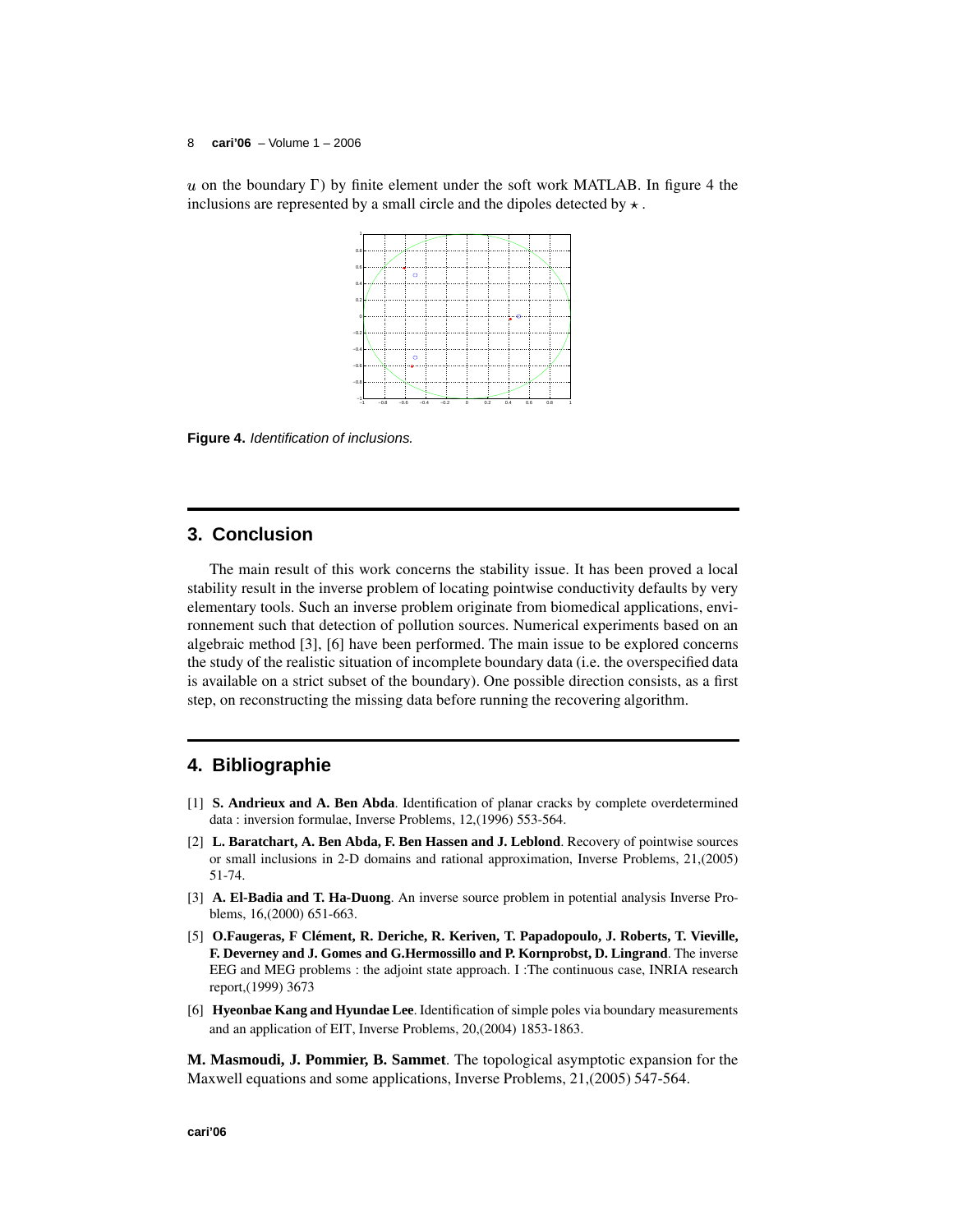$u$ on the boundary $\Gamma$) by finite element under the soft work MATLAB. In figure 4 the inclusions are represented by a small circle and the dipoles detected by $\star$ .

1
0.8
0.6
0.4
0.2
0
−0.2
−0.4
−0.6
−0.8
−1
−1 −0.8 −0.6 −0.4 −0.2 0 0.2 0.4 0.6 0.8 1

**Figure 4.** *Identification of inclusions.*

## 3. Conclusion

The main result of this work concerns the stability issue. It has been proved a local stability result in the inverse problem of locating pointwise conductivity defaults by very elementary tools. Such an inverse problem originate from biomedical applications, environnement such that detection of pollution sources. Numerical experiments based on an algebraic method [3], [6] have been performed. The main issue to be explored concerns the study of the realistic situation of incomplete boundary data (i.e. the overspecified data is available on a strict subset of the boundary). One possible direction consists, as a first step, on reconstructing the missing data before running the recovering algorithm.

## 4. Bibliographie

[1] **S. Andrieux and A. Ben Abda**. Identification of planar cracks by complete overdetermined data : inversion formulae, Inverse Problems, 12,(1996) 553-564.

[2] **L. Baratchart, A. Ben Abda, F. Ben Hassen and J. Leblond**. Recovery of pointwise sources or small inclusions in 2-D domains and rational approximation, Inverse Problems, 21,(2005) 51-74.

[3] **A. El-Badia and T. Ha-Duong**. An inverse source problem in potential analysis Inverse Problems, 16,(2000) 651-663.

[5] **O.Faugeras, F Clément, R. Deriche, R. Keriven, T. Papadopoulo, J. Roberts, T. Vieville, F. Deverney and J. Gomes and G.Hermossillo and P. Kornprobst, D. Lingrand**. The inverse EEG and MEG problems : the adjoint state approach. I :The continuous case, INRIA research report,(1999) 3673

[6] **Hyeonbae Kang and Hyundae Lee**. Identification of simple poles via boundary measurements and an application of EIT, Inverse Problems, 20,(2004) 1853-1863.

**M. Masmoudi, J. Pommier, B. Sammet**. The topological asymptotic expansion for the Maxwell equations and some applications, Inverse Problems, 21,(2005) 547-564.